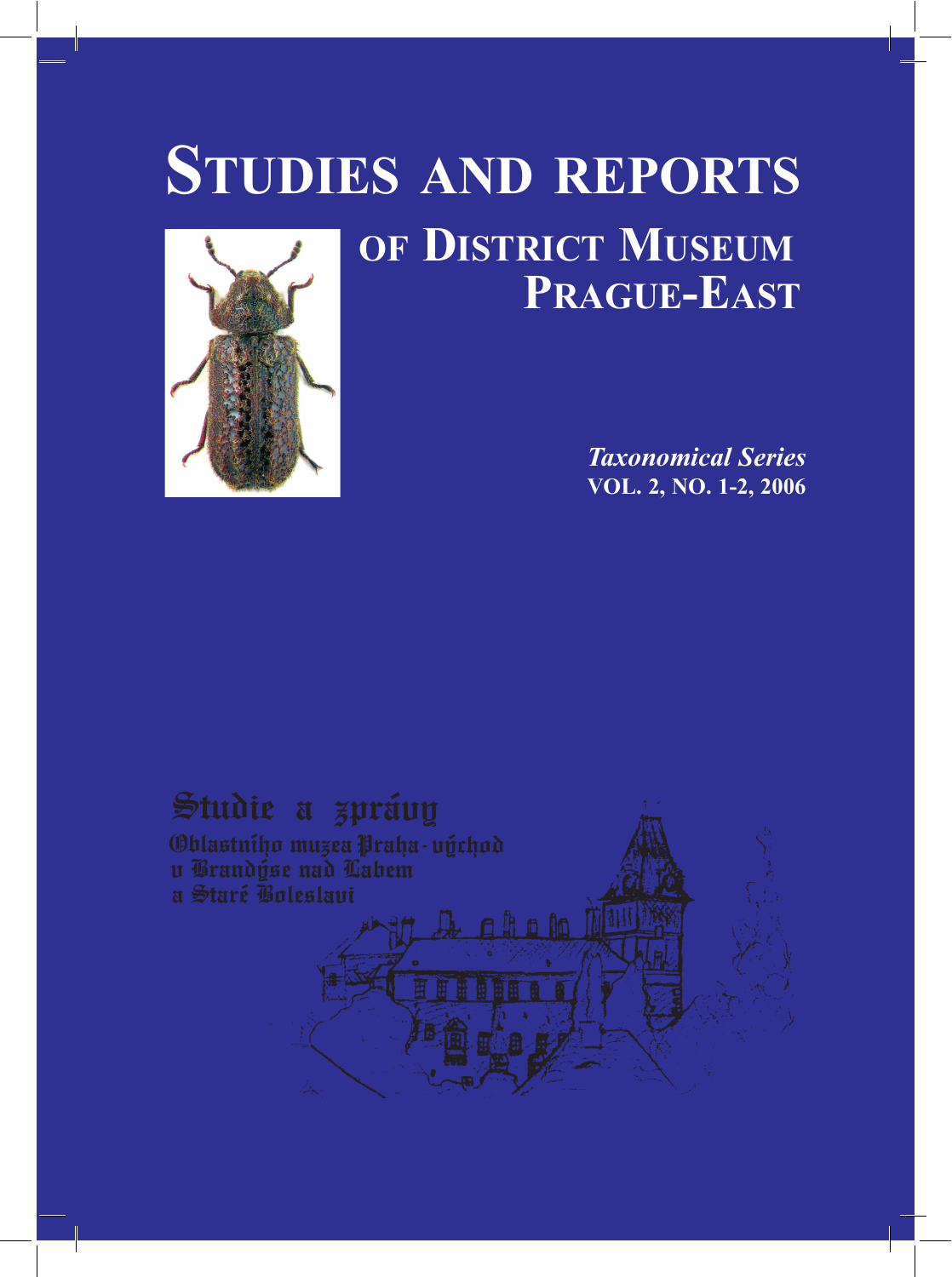# STUDIES AND REPORTS

## OF DISTRICT MUSEUM PRAGUE-EAST

***Taxonomical Series***
**VOL. 2, NO. 1-2, 2006**

Studie a zprávy
Oblastního muzea Praha-východ
v Brandýse nad Labem
a Staré Boleslavi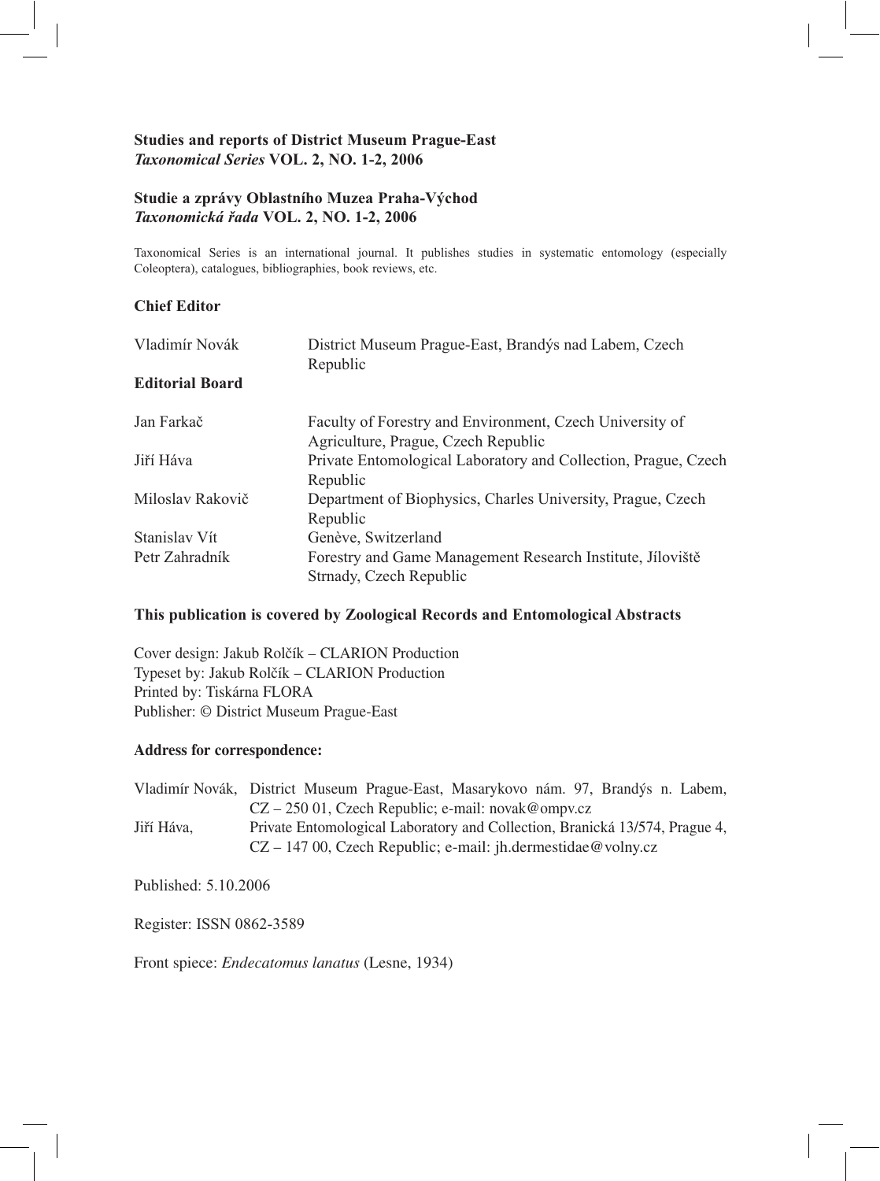**Studies and reports of District Museum Prague-East**
***Taxonomical Series* VOL. 2, NO. 1-2, 2006**

**Studie a zprávy Oblastního Muzea Praha-Východ**
***Taxonomická řada* VOL. 2, NO. 1-2, 2006**

Taxonomical Series is an international journal. It publishes studies in systematic entomology (especially Coleoptera), catalogues, bibliographies, book reviews, etc.

**Chief Editor**

| | |
|---|---|
| Vladimír Novák | District Museum Prague-East, Brandýs nad Labem, Czech Republic |

**Editorial Board**

| | |
|---|---|
| Jan Farkač | Faculty of Forestry and Environment, Czech University of Agriculture, Prague, Czech Republic |
| Jiří Háva | Private Entomological Laboratory and Collection, Prague, Czech Republic |
| Miloslav Rakovič | Department of Biophysics, Charles University, Prague, Czech Republic |
| Stanislav Vít | Genève, Switzerland |
| Petr Zahradník | Forestry and Game Management Research Institute, Jíloviště Strnady, Czech Republic |

**This publication is covered by Zoological Records and Entomological Abstracts**

Cover design: Jakub Rolčík – CLARION Production
Typeset by: Jakub Rolčík – CLARION Production
Printed by: Tiskárna FLORA
Publisher: © District Museum Prague-East

**Address for correspondence:**

| | |
|---|---|
| Vladimír Novák, | District Museum Prague-East, Masarykovo nám. 97, Brandýs n. Labem, CZ – 250 01, Czech Republic; e-mail: novak@ompv.cz |
| Jiří Háva, | Private Entomological Laboratory and Collection, Branická 13/574, Prague 4, CZ – 147 00, Czech Republic; e-mail: jh.dermestidae@volny.cz |

Published: 5.10.2006

Register: ISSN 0862-3589

Front spiece: *Endecatomus lanatus* (Lesne, 1934)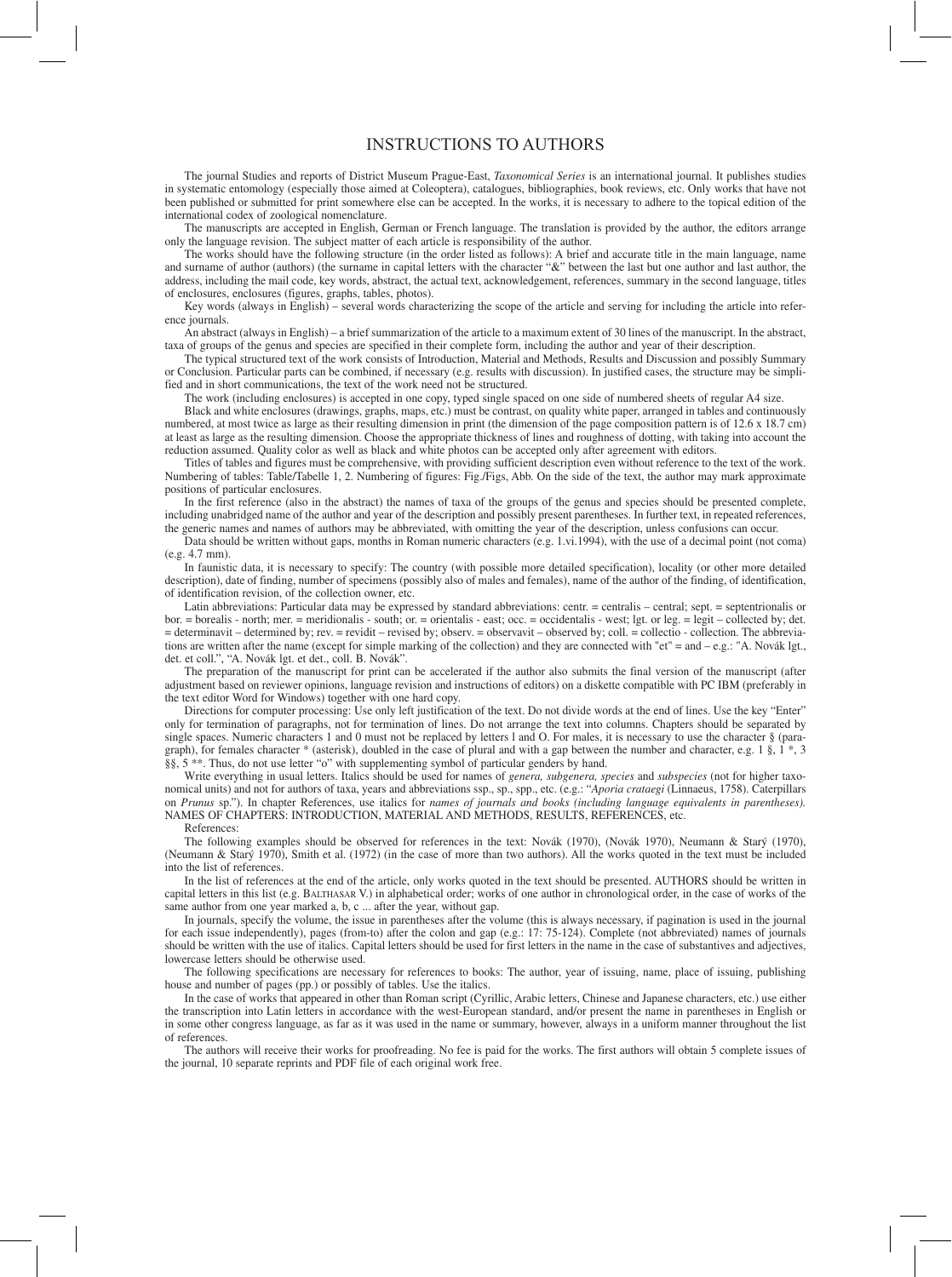# INSTRUCTIONS TO AUTHORS

The journal Studies and reports of District Museum Prague-East, *Taxonomical Series* is an international journal. It publishes studies in systematic entomology (especially those aimed at Coleoptera), catalogues, bibliographies, book reviews, etc. Only works that have not been published or submitted for print somewhere else can be accepted. In the works, it is necessary to adhere to the topical edition of the international codex of zoological nomenclature.

The manuscripts are accepted in English, German or French language. The translation is provided by the author, the editors arrange only the language revision. The subject matter of each article is responsibility of the author.

The works should have the following structure (in the order listed as follows): A brief and accurate title in the main language, name and surname of author (authors) (the surname in capital letters with the character "&" between the last but one author and last author, the address, including the mail code, key words, abstract, the actual text, acknowledgement, references, summary in the second language, titles of enclosures, enclosures (figures, graphs, tables, photos).

Key words (always in English) – several words characterizing the scope of the article and serving for including the article into reference journals.

An abstract (always in English) – a brief summarization of the article to a maximum extent of 30 lines of the manuscript. In the abstract, taxa of groups of the genus and species are specified in their complete form, including the author and year of their description.

The typical structured text of the work consists of Introduction, Material and Methods, Results and Discussion and possibly Summary or Conclusion. Particular parts can be combined, if necessary (e.g. results with discussion). In justified cases, the structure may be simplified and in short communications, the text of the work need not be structured.

The work (including enclosures) is accepted in one copy, typed single spaced on one side of numbered sheets of regular A4 size.

Black and white enclosures (drawings, graphs, maps, etc.) must be contrast, on quality white paper, arranged in tables and continuously numbered, at most twice as large as their resulting dimension in print (the dimension of the page composition pattern is of 12.6 x 18.7 cm) at least as large as the resulting dimension. Choose the appropriate thickness of lines and roughness of dotting, with taking into account the reduction assumed. Quality color as well as black and white photos can be accepted only after agreement with editors.

Titles of tables and figures must be comprehensive, with providing sufficient description even without reference to the text of the work. Numbering of tables: Table/Tabelle 1, 2. Numbering of figures: Fig./Figs, Abb. On the side of the text, the author may mark approximate positions of particular enclosures.

In the first reference (also in the abstract) the names of taxa of the groups of the genus and species should be presented complete, including unabridged name of the author and year of the description and possibly present parentheses. In further text, in repeated references, the generic names and names of authors may be abbreviated, with omitting the year of the description, unless confusions can occur.

Data should be written without gaps, months in Roman numeric characters (e.g. 1.vi.1994), with the use of a decimal point (not coma) (e.g. 4.7 mm).

In faunistic data, it is necessary to specify: The country (with possible more detailed specification), locality (or other more detailed description), date of finding, number of specimens (possibly also of males and females), name of the author of the finding, of identification, of identification revision, of the collection owner, etc.

Latin abbreviations: Particular data may be expressed by standard abbreviations: centr. = centralis – central; sept. = septentrionalis or bor. = borealis - north; mer. = meridionalis - south; or. = orientalis - east; occ. = occidentalis - west; lgt. or leg. = legit – collected by; det. = determinavit – determined by; rev. = revidit – revised by; observ. = observavit – observed by; coll. = collectio - collection. The abbreviations are written after the name (except for simple marking of the collection) and they are connected with "et" = and – e.g.: "A. Novák lgt., det. et coll.", "A. Novák lgt. et det., coll. B. Novák".

The preparation of the manuscript for print can be accelerated if the author also submits the final version of the manuscript (after adjustment based on reviewer opinions, language revision and instructions of editors) on a diskette compatible with PC IBM (preferably in the text editor Word for Windows) together with one hard copy.

Directions for computer processing: Use only left justification of the text. Do not divide words at the end of lines. Use the key "Enter" only for termination of paragraphs, not for termination of lines. Do not arrange the text into columns. Chapters should be separated by single spaces. Numeric characters 1 and 0 must not be replaced by letters l and O. For males, it is necessary to use the character § (paragraph), for females character * (asterisk), doubled in the case of plural and with a gap between the number and character, e.g. 1 §, 1 *, 3 §§, 5 **. Thus, do not use letter "o" with supplementing symbol of particular genders by hand.

Write everything in usual letters. Italics should be used for names of *genera, subgenera, species* and *subspecies* (not for higher taxonomical units) and not for authors of taxa, years and abbreviations ssp., sp., spp., etc. (e.g.: "*Aporia crataegi* (Linnaeus, 1758). Caterpillars on *Prunus* sp."). In chapter References, use italics for *names of journals and books (including language equivalents in parentheses).* NAMES OF CHAPTERS: INTRODUCTION, MATERIAL AND METHODS, RESULTS, REFERENCES, etc.

References:

The following examples should be observed for references in the text: Novák (1970), (Novák 1970), Neumann & Starý (1970), (Neumann & Starý 1970), Smith et al. (1972) (in the case of more than two authors). All the works quoted in the text must be included into the list of references.

In the list of references at the end of the article, only works quoted in the text should be presented. AUTHORS should be written in capital letters in this list (e.g. BALTHASAR V.) in alphabetical order; works of one author in chronological order, in the case of works of the same author from one year marked a, b, c ... after the year, without gap.

In journals, specify the volume, the issue in parentheses after the volume (this is always necessary, if pagination is used in the journal for each issue independently), pages (from-to) after the colon and gap (e.g.: 17: 75-124). Complete (not abbreviated) names of journals should be written with the use of italics. Capital letters should be used for first letters in the name in the case of substantives and adjectives, lowercase letters should be otherwise used.

The following specifications are necessary for references to books: The author, year of issuing, name, place of issuing, publishing house and number of pages (pp.) or possibly of tables. Use the italics.

In the case of works that appeared in other than Roman script (Cyrillic, Arabic letters, Chinese and Japanese characters, etc.) use either the transcription into Latin letters in accordance with the west-European standard, and/or present the name in parentheses in English or in some other congress language, as far as it was used in the name or summary, however, always in a uniform manner throughout the list of references.

The authors will receive their works for proofreading. No fee is paid for the works. The first authors will obtain 5 complete issues of the journal, 10 separate reprints and PDF file of each original work free.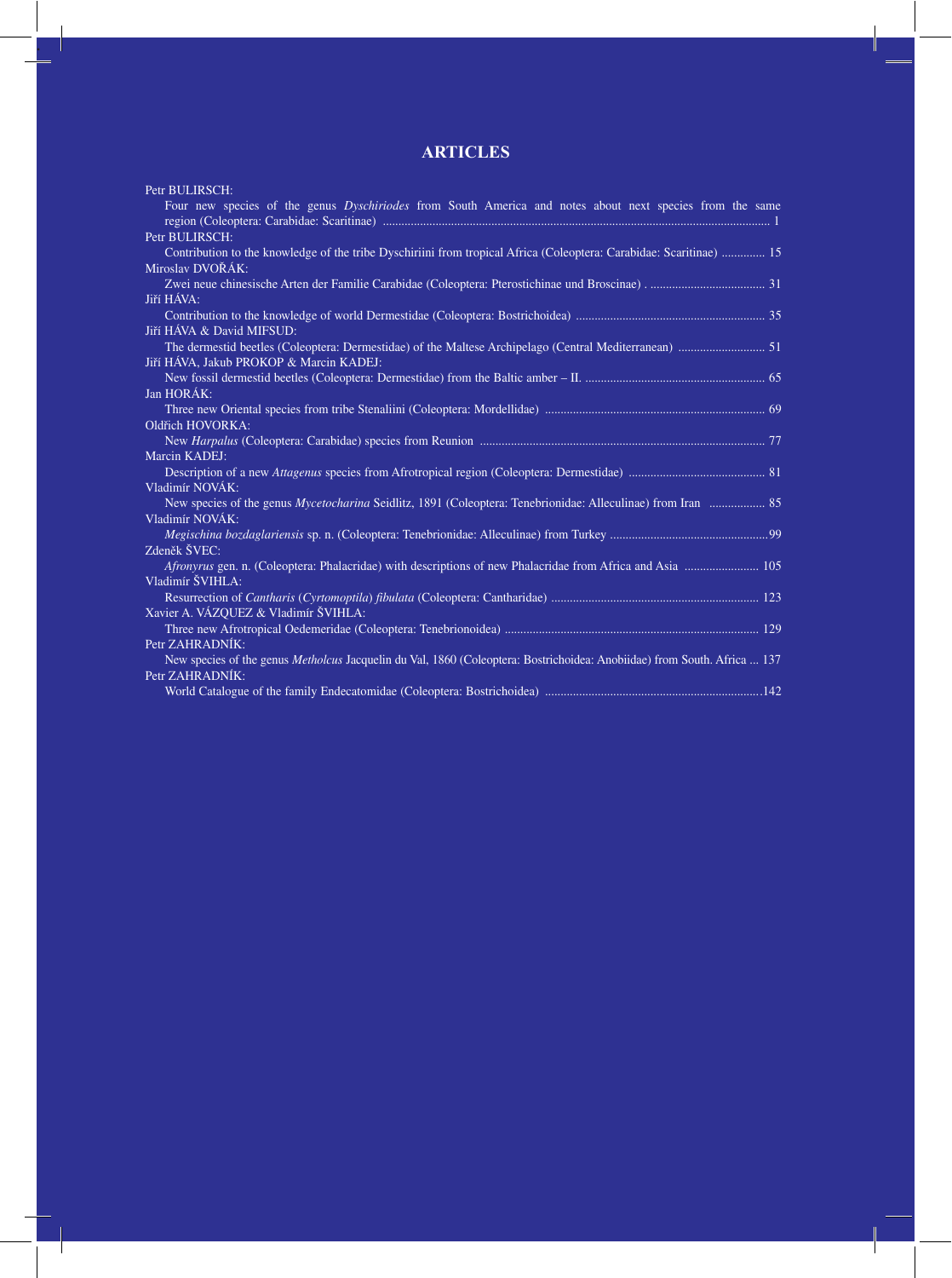# ARTICLES

Petr BULIRSCH:
Four new species of the genus *Dyschiriodes* from South America and notes about next species from the same region (Coleoptera: Carabidae: Scaritinae) ............................................................................................................................ 1

Petr BULIRSCH:
Contribution to the knowledge of the tribe Dyschiriini from tropical Africa (Coleoptera: Carabidae: Scaritinae) .............. 15

Miroslav DVOŘÁK:
Zwei neue chinesische Arten der Familie Carabidae (Coleoptera: Pterostichinae und Broscinae) . ..................................... 31

Jiří HÁVA:
Contribution to the knowledge of world Dermestidae (Coleoptera: Bostrichoidea) ............................................................. 35

Jiří HÁVA & David MIFSUD:
The dermestid beetles (Coleoptera: Dermestidae) of the Maltese Archipelago (Central Mediterranean) ............................ 51

Jiří HÁVA, Jakub PROKOP & Marcin KADEJ:
New fossil dermestid beetles (Coleoptera: Dermestidae) from the Baltic amber – II. .......................................................... 65

Jan HORÁK:
Three new Oriental species from tribe Stenaliini (Coleoptera: Mordellidae) ....................................................................... 69

Oldřich HOVORKA:
New *Harpalus* (Coleoptera: Carabidae) species from Reunion ........................................................................................... 77

Marcin KADEJ:
Description of a new *Attagenus* species from Afrotropical region (Coleoptera: Dermestidae) ............................................ 81

Vladimír NOVÁK:
New species of the genus *Mycetocharina* Seidlitz, 1891 (Coleoptera: Tenebrionidae: Alleculinae) from Iran .................. 85

Vladimír NOVÁK:
*Megischina bozdaglariensis* sp. n. (Coleoptera: Tenebrionidae: Alleculinae) from Turkey ...................................................99

Zdeněk ŠVEC:
*Afronyrus* gen. n. (Coleoptera: Phalacridae) with descriptions of new Phalacridae from Africa and Asia ........................ 105

Vladimír ŠVIHLA:
Resurrection of *Cantharis* (*Cyrtomoptila*) *fibulata* (Coleoptera: Cantharidae) ................................................................... 123

Xavier A. VÁZQUEZ & Vladimír ŠVIHLA:
Three new Afrotropical Oedemeridae (Coleoptera: Tenebrionoidea) ................................................................................. 129

Petr ZAHRADNÍK:
New species of the genus *Metholcus* Jacquelin du Val, 1860 (Coleoptera: Bostrichoidea: Anobiidae) from South. Africa ... 137

Petr ZAHRADNÍK:
World Catalogue of the family Endecatomidae (Coleoptera: Bostrichoidea) .....................................................................142